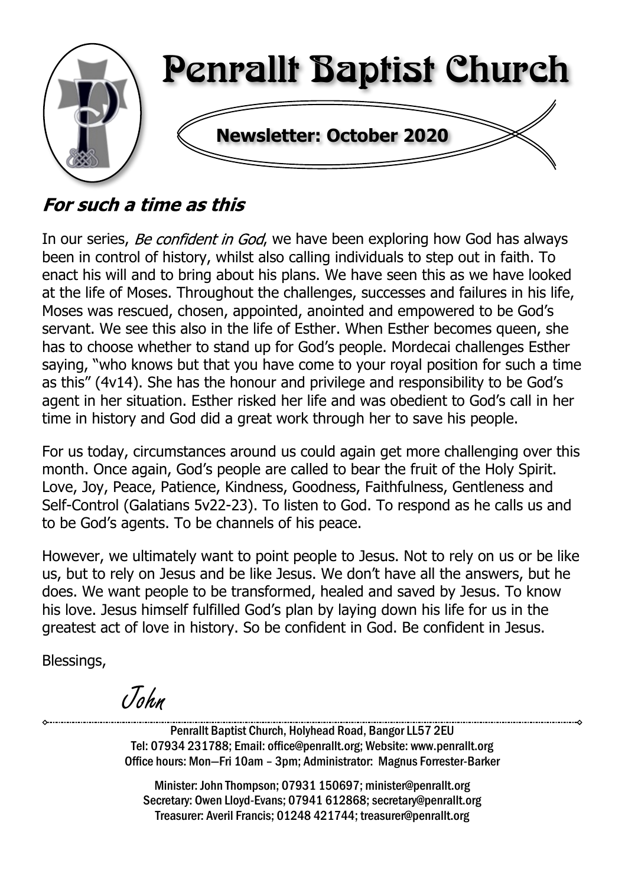# Penrallt Baptist Church

**Newsletter: October 2020**

## *For such a time as this*

In our series, *Be confident in God*, we have been exploring how God has always been in control of history, whilst also calling individuals to step out in faith. To enact his will and to bring about his plans. We have seen this as we have looked at the life of Moses. Throughout the challenges, successes and failures in his life, Moses was rescued, chosen, appointed, anointed and empowered to be God's servant. We see this also in the life of Esther. When Esther becomes queen, she has to choose whether to stand up for God's people. Mordecai challenges Esther saying, "who knows but that you have come to your royal position for such a time as this" (4v14). She has the honour and privilege and responsibility to be God's agent in her situation. Esther risked her life and was obedient to God's call in her time in history and God did a great work through her to save his people.

For us today, circumstances around us could again get more challenging over this month. Once again, God's people are called to bear the fruit of the Holy Spirit. Love, Joy, Peace, Patience, Kindness, Goodness, Faithfulness, Gentleness and Self-Control (Galatians 5v22-23). To listen to God. To respond as he calls us and to be God's agents. To be channels of his peace.

However, we ultimately want to point people to Jesus. Not to rely on us or be like us, but to rely on Jesus and be like Jesus. We don't have all the answers, but he does. We want people to be transformed, healed and saved by Jesus. To know his love. Jesus himself fulfilled God's plan by laying down his life for us in the greatest act of love in history. So be confident in God. Be confident in Jesus.

Blessings,

*John*

---

Penrallt Baptist Church, Holyhead Road, Bangor LL57 2EU
Tel: 07934 231788; Email: office@penrallt.org; Website: www.penrallt.org
Office hours: Mon—Fri 10am – 3pm; Administrator: Magnus Forrester-Barker

Minister: John Thompson; 07931 150697; minister@penrallt.org
Secretary: Owen Lloyd-Evans; 07941 612868; secretary@penrallt.org
Treasurer: Averil Francis; 01248 421744; treasurer@penrallt.org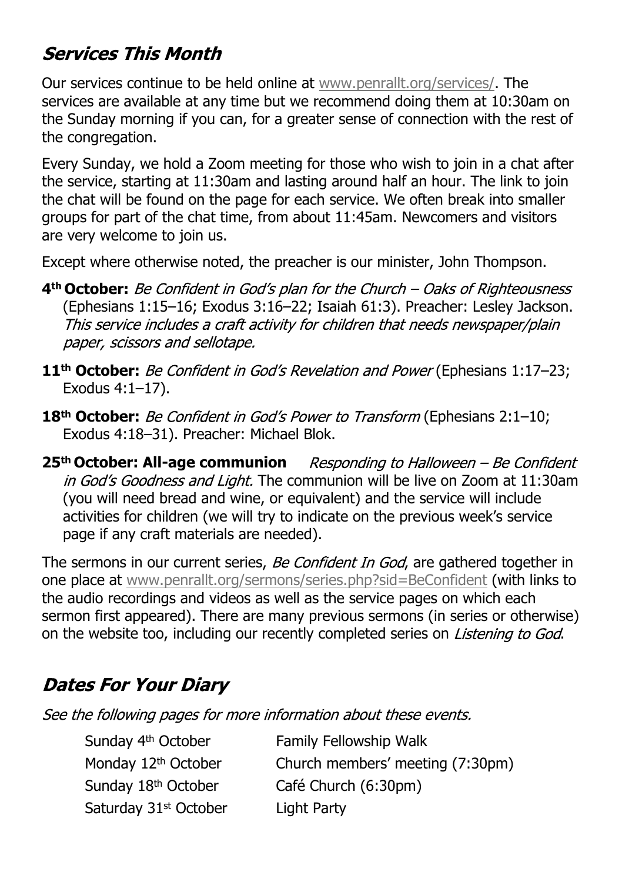## *Services This Month*

Our services continue to be held online at www.penrallt.org/services/. The services are available at any time but we recommend doing them at 10:30am on the Sunday morning if you can, for a greater sense of connection with the rest of the congregation.

Every Sunday, we hold a Zoom meeting for those who wish to join in a chat after the service, starting at 11:30am and lasting around half an hour. The link to join the chat will be found on the page for each service. We often break into smaller groups for part of the chat time, from about 11:45am. Newcomers and visitors are very welcome to join us.

Except where otherwise noted, the preacher is our minister, John Thompson.

**4th October:** *Be Confident in God's plan for the Church – Oaks of Righteousness* (Ephesians 1:15–16; Exodus 3:16–22; Isaiah 61:3). Preacher: Lesley Jackson. *This service includes a craft activity for children that needs newspaper/plain paper, scissors and sellotape.*

**11th October:** *Be Confident in God's Revelation and Power* (Ephesians 1:17–23; Exodus 4:1–17).

**18th October:** *Be Confident in God's Power to Transform* (Ephesians 2:1–10; Exodus 4:18–31). Preacher: Michael Blok.

**25th October: All-age communion** *Responding to Halloween – Be Confident in God's Goodness and Light.* The communion will be live on Zoom at 11:30am (you will need bread and wine, or equivalent) and the service will include activities for children (we will try to indicate on the previous week's service page if any craft materials are needed).

The sermons in our current series, *Be Confident In God*, are gathered together in one place at www.penrallt.org/sermons/series.php?sid=BeConfident (with links to the audio recordings and videos as well as the service pages on which each sermon first appeared). There are many previous sermons (in series or otherwise) on the website too, including our recently completed series on *Listening to God*.

## *Dates For Your Diary*

*See the following pages for more information about these events.*

| | |
|---|---|
| Sunday 4th October | Family Fellowship Walk |
| Monday 12th October | Church members' meeting (7:30pm) |
| Sunday 18th October | Café Church (6:30pm) |
| Saturday 31st October | Light Party |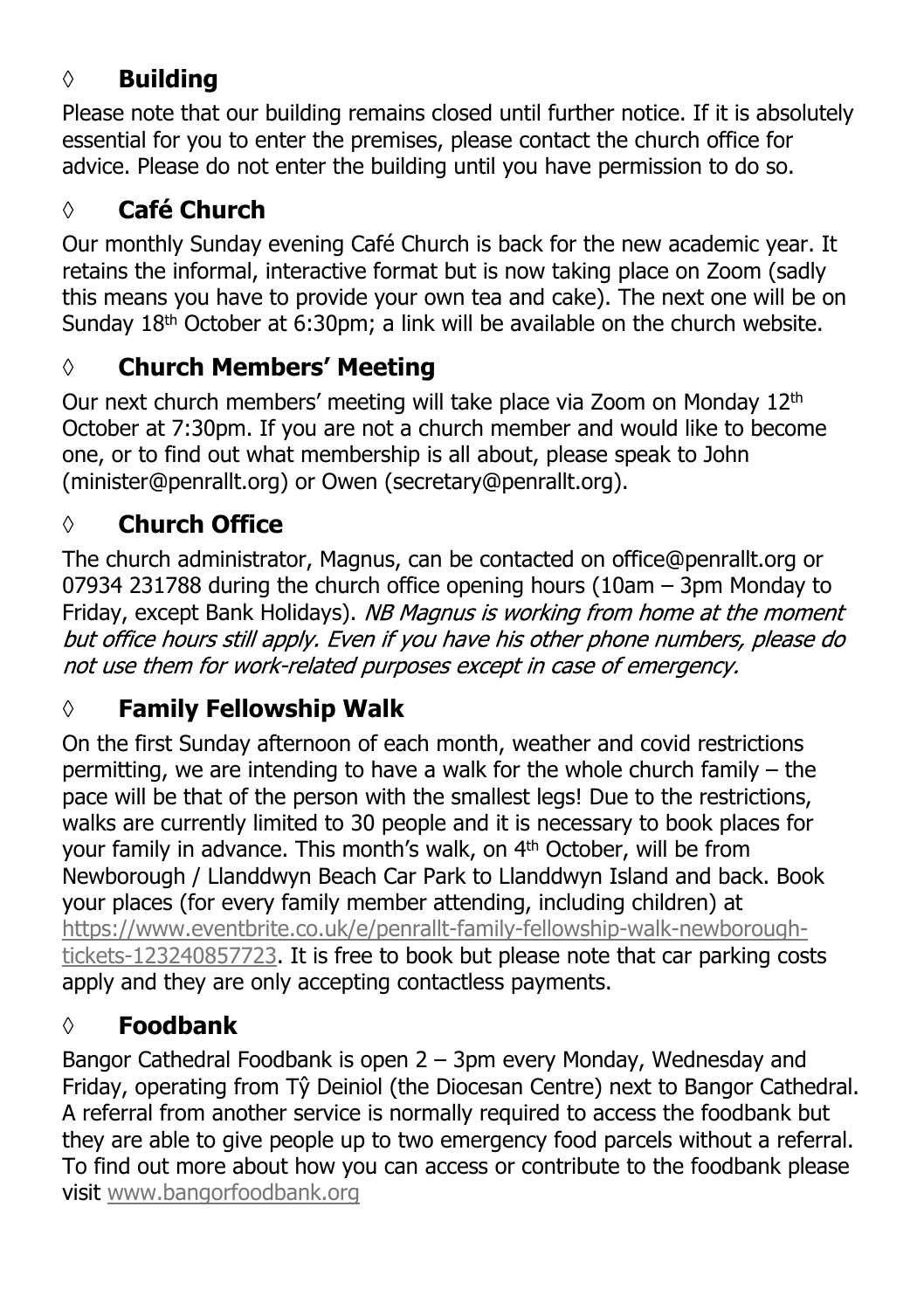## ◊ Building

Please note that our building remains closed until further notice. If it is absolutely essential for you to enter the premises, please contact the church office for advice. Please do not enter the building until you have permission to do so.

## ◊ Café Church

Our monthly Sunday evening Café Church is back for the new academic year. It retains the informal, interactive format but is now taking place on Zoom (sadly this means you have to provide your own tea and cake). The next one will be on Sunday 18th October at 6:30pm; a link will be available on the church website.

## ◊ Church Members' Meeting

Our next church members' meeting will take place via Zoom on Monday 12th October at 7:30pm. If you are not a church member and would like to become one, or to find out what membership is all about, please speak to John (minister@penrallt.org) or Owen (secretary@penrallt.org).

## ◊ Church Office

The church administrator, Magnus, can be contacted on office@penrallt.org or 07934 231788 during the church office opening hours (10am – 3pm Monday to Friday, except Bank Holidays). *NB Magnus is working from home at the moment but office hours still apply. Even if you have his other phone numbers, please do not use them for work-related purposes except in case of emergency.*

## ◊ Family Fellowship Walk

On the first Sunday afternoon of each month, weather and covid restrictions permitting, we are intending to have a walk for the whole church family – the pace will be that of the person with the smallest legs! Due to the restrictions, walks are currently limited to 30 people and it is necessary to book places for your family in advance. This month's walk, on 4th October, will be from Newborough / Llanddwyn Beach Car Park to Llanddwyn Island and back. Book your places (for every family member attending, including children) at https://www.eventbrite.co.uk/e/penrallt-family-fellowship-walk-newborough-tickets-123240857723. It is free to book but please note that car parking costs apply and they are only accepting contactless payments.

## ◊ Foodbank

Bangor Cathedral Foodbank is open 2 – 3pm every Monday, Wednesday and Friday, operating from Tŷ Deiniol (the Diocesan Centre) next to Bangor Cathedral. A referral from another service is normally required to access the foodbank but they are able to give people up to two emergency food parcels without a referral. To find out more about how you can access or contribute to the foodbank please visit www.bangorfoodbank.org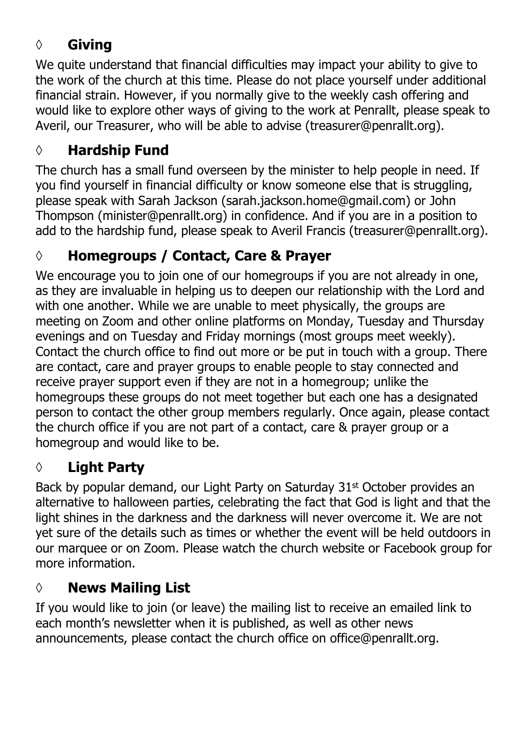## ◊ Giving

We quite understand that financial difficulties may impact your ability to give to the work of the church at this time. Please do not place yourself under additional financial strain. However, if you normally give to the weekly cash offering and would like to explore other ways of giving to the work at Penrallt, please speak to Averil, our Treasurer, who will be able to advise (treasurer@penrallt.org).

## ◊ Hardship Fund

The church has a small fund overseen by the minister to help people in need. If you find yourself in financial difficulty or know someone else that is struggling, please speak with Sarah Jackson (sarah.jackson.home@gmail.com) or John Thompson (minister@penrallt.org) in confidence. And if you are in a position to add to the hardship fund, please speak to Averil Francis (treasurer@penrallt.org).

## ◊ Homegroups / Contact, Care & Prayer

We encourage you to join one of our homegroups if you are not already in one, as they are invaluable in helping us to deepen our relationship with the Lord and with one another. While we are unable to meet physically, the groups are meeting on Zoom and other online platforms on Monday, Tuesday and Thursday evenings and on Tuesday and Friday mornings (most groups meet weekly). Contact the church office to find out more or be put in touch with a group. There are contact, care and prayer groups to enable people to stay connected and receive prayer support even if they are not in a homegroup; unlike the homegroups these groups do not meet together but each one has a designated person to contact the other group members regularly. Once again, please contact the church office if you are not part of a contact, care & prayer group or a homegroup and would like to be.

## ◊ Light Party

Back by popular demand, our Light Party on Saturday 31st October provides an alternative to halloween parties, celebrating the fact that God is light and that the light shines in the darkness and the darkness will never overcome it. We are not yet sure of the details such as times or whether the event will be held outdoors in our marquee or on Zoom. Please watch the church website or Facebook group for more information.

## ◊ News Mailing List

If you would like to join (or leave) the mailing list to receive an emailed link to each month's newsletter when it is published, as well as other news announcements, please contact the church office on office@penrallt.org.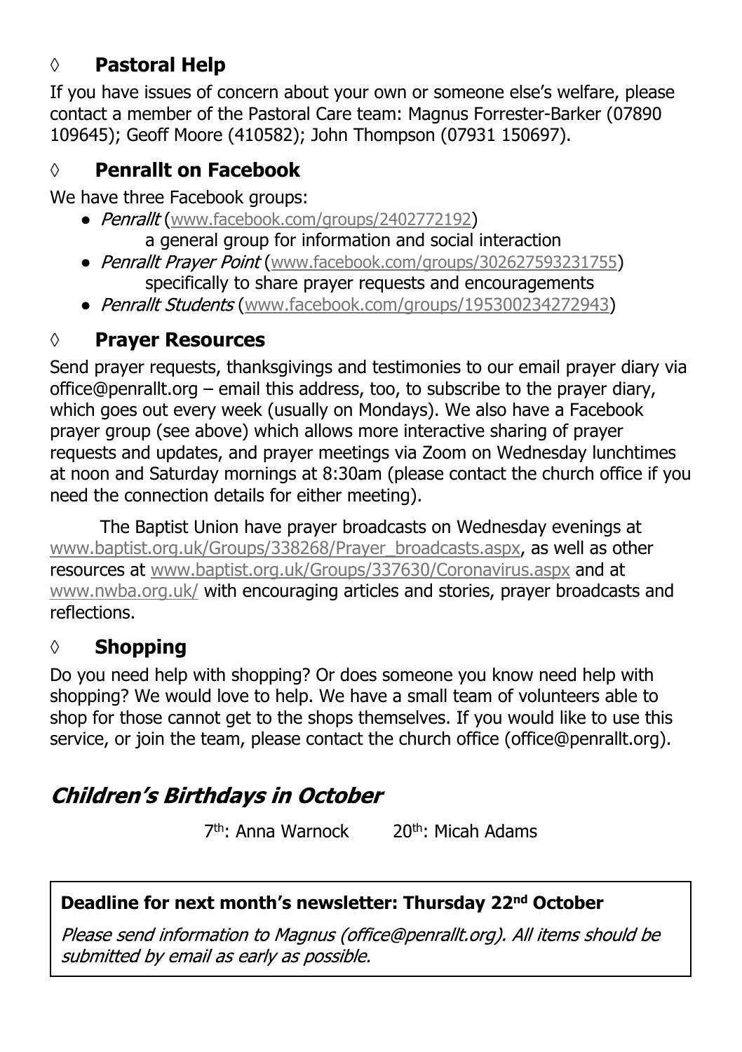## ◊ Pastoral Help

If you have issues of concern about your own or someone else's welfare, please contact a member of the Pastoral Care team: Magnus Forrester-Barker (07890 109645); Geoff Moore (410582); John Thompson (07931 150697).

## ◊ Penrallt on Facebook

We have three Facebook groups:

- *Penrallt* (www.facebook.com/groups/2402772192)
  a general group for information and social interaction
- *Penrallt Prayer Point* (www.facebook.com/groups/302627593231755)
  specifically to share prayer requests and encouragements
- *Penrallt Students* (www.facebook.com/groups/195300234272943)

## ◊ Prayer Resources

Send prayer requests, thanksgivings and testimonies to our email prayer diary via office@penrallt.org – email this address, too, to subscribe to the prayer diary, which goes out every week (usually on Mondays). We also have a Facebook prayer group (see above) which allows more interactive sharing of prayer requests and updates, and prayer meetings via Zoom on Wednesday lunchtimes at noon and Saturday mornings at 8:30am (please contact the church office if you need the connection details for either meeting).

The Baptist Union have prayer broadcasts on Wednesday evenings at www.baptist.org.uk/Groups/338268/Prayer_broadcasts.aspx, as well as other resources at www.baptist.org.uk/Groups/337630/Coronavirus.aspx and at www.nwba.org.uk/ with encouraging articles and stories, prayer broadcasts and reflections.

## ◊ Shopping

Do you need help with shopping? Or does someone you know need help with shopping? We would love to help. We have a small team of volunteers able to shop for those cannot get to the shops themselves. If you would like to use this service, or join the team, please contact the church office (office@penrallt.org).

# *Children's Birthdays in October*

7th: Anna Warnock     20th: Micah Adams

**Deadline for next month's newsletter: Thursday 22nd October**

*Please send information to Magnus (office@penrallt.org). All items should be submitted by email as early as possible.*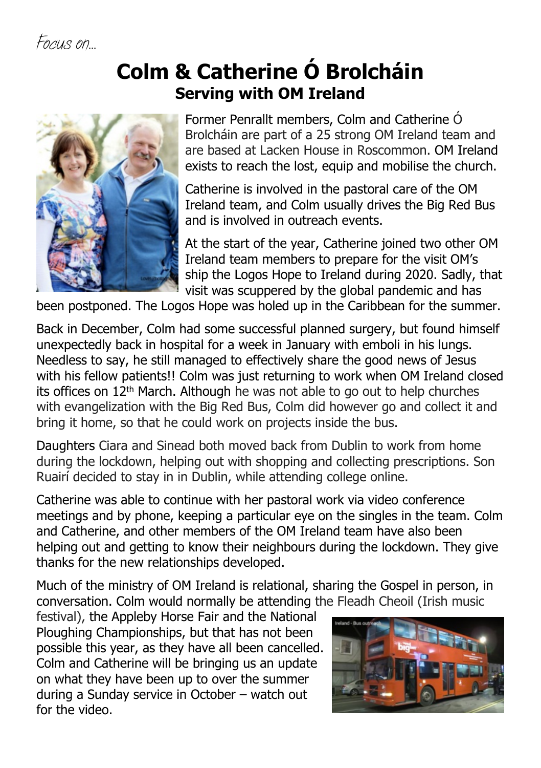*Focus on…*

# Colm & Catherine Ó Brolcháin

## Serving with OM Ireland

Former Penrallt members, Colm and Catherine Ó Brolcháin are part of a 25 strong OM Ireland team and are based at Lacken House in Roscommon. OM Ireland exists to reach the lost, equip and mobilise the church.

Catherine is involved in the pastoral care of the OM Ireland team, and Colm usually drives the Big Red Bus and is involved in outreach events.

At the start of the year, Catherine joined two other OM Ireland team members to prepare for the visit OM's ship the Logos Hope to Ireland during 2020. Sadly, that visit was scuppered by the global pandemic and has been postponed. The Logos Hope was holed up in the Caribbean for the summer.

Back in December, Colm had some successful planned surgery, but found himself unexpectedly back in hospital for a week in January with emboli in his lungs. Needless to say, he still managed to effectively share the good news of Jesus with his fellow patients!! Colm was just returning to work when OM Ireland closed its offices on 12th March. Although he was not able to go out to help churches with evangelization with the Big Red Bus, Colm did however go and collect it and bring it home, so that he could work on projects inside the bus.

Daughters Ciara and Sinead both moved back from Dublin to work from home during the lockdown, helping out with shopping and collecting prescriptions. Son Ruairí decided to stay in in Dublin, while attending college online.

Catherine was able to continue with her pastoral work via video conference meetings and by phone, keeping a particular eye on the singles in the team. Colm and Catherine, and other members of the OM Ireland team have also been helping out and getting to know their neighbours during the lockdown. They give thanks for the new relationships developed.

Much of the ministry of OM Ireland is relational, sharing the Gospel in person, in conversation. Colm would normally be attending the Fleadh Cheoil (Irish music festival), the Appleby Horse Fair and the National Ploughing Championships, but that has not been possible this year, as they have all been cancelled. Colm and Catherine will be bringing us an update on what they have been up to over the summer during a Sunday service in October – watch out for the video.